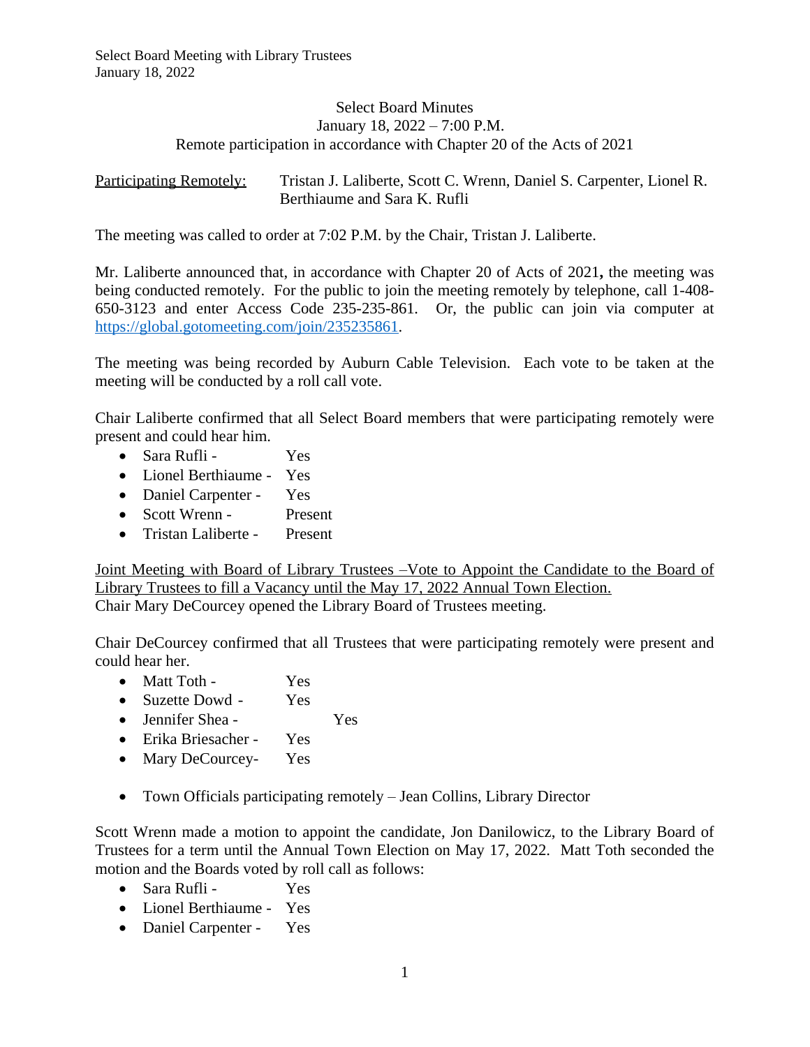Select Board Meeting with Library Trustees
January 18, 2022

Select Board Minutes
January 18, 2022 – 7:00 P.M.
Remote participation in accordance with Chapter 20 of the Acts of 2021

Participating Remotely: Tristan J. Laliberte, Scott C. Wrenn, Daniel S. Carpenter, Lionel R. Berthiaume and Sara K. Rufli

The meeting was called to order at 7:02 P.M. by the Chair, Tristan J. Laliberte.

Mr. Laliberte announced that, in accordance with Chapter 20 of Acts of 2021**,** the meeting was being conducted remotely. For the public to join the meeting remotely by telephone, call 1-408-650-3123 and enter Access Code 235-235-861. Or, the public can join via computer at https://global.gotomeeting.com/join/235235861.

The meeting was being recorded by Auburn Cable Television. Each vote to be taken at the meeting will be conducted by a roll call vote.

Chair Laliberte confirmed that all Select Board members that were participating remotely were present and could hear him.

- Sara Rufli - Yes
- Lionel Berthiaume - Yes
- Daniel Carpenter - Yes
- Scott Wrenn - Present
- Tristan Laliberte - Present

Joint Meeting with Board of Library Trustees –Vote to Appoint the Candidate to the Board of Library Trustees to fill a Vacancy until the May 17, 2022 Annual Town Election.
Chair Mary DeCourcey opened the Library Board of Trustees meeting.

Chair DeCourcey confirmed that all Trustees that were participating remotely were present and could hear her.

- Matt Toth - Yes
- Suzette Dowd - Yes
- Jennifer Shea - Yes
- Erika Briesacher - Yes
- Mary DeCourcey- Yes

- Town Officials participating remotely – Jean Collins, Library Director

Scott Wrenn made a motion to appoint the candidate, Jon Danilowicz, to the Library Board of Trustees for a term until the Annual Town Election on May 17, 2022. Matt Toth seconded the motion and the Boards voted by roll call as follows:

- Sara Rufli - Yes
- Lionel Berthiaume - Yes
- Daniel Carpenter - Yes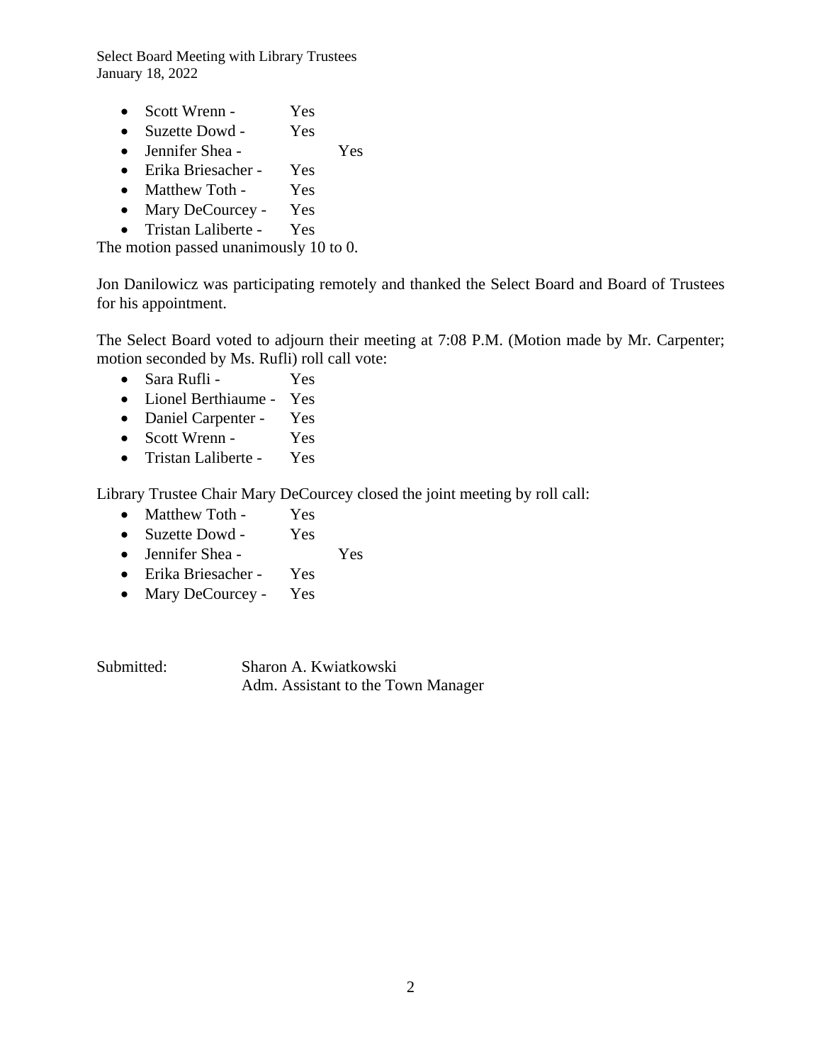- Scott Wrenn - Yes
- Suzette Dowd - Yes
- Jennifer Shea - Yes
- Erika Briesacher - Yes
- Matthew Toth - Yes
- Mary DeCourcey - Yes
- Tristan Laliberte - Yes

The motion passed unanimously 10 to 0.

Jon Danilowicz was participating remotely and thanked the Select Board and Board of Trustees for his appointment.

The Select Board voted to adjourn their meeting at 7:08 P.M. (Motion made by Mr. Carpenter; motion seconded by Ms. Rufli) roll call vote:

- Sara Rufli - Yes
- Lionel Berthiaume - Yes
- Daniel Carpenter - Yes
- Scott Wrenn - Yes
- Tristan Laliberte - Yes

Library Trustee Chair Mary DeCourcey closed the joint meeting by roll call:

- Matthew Toth - Yes
- Suzette Dowd - Yes
- Jennifer Shea - Yes
- Erika Briesacher - Yes
- Mary DeCourcey - Yes

Submitted: Sharon A. Kwiatkowski
Adm. Assistant to the Town Manager